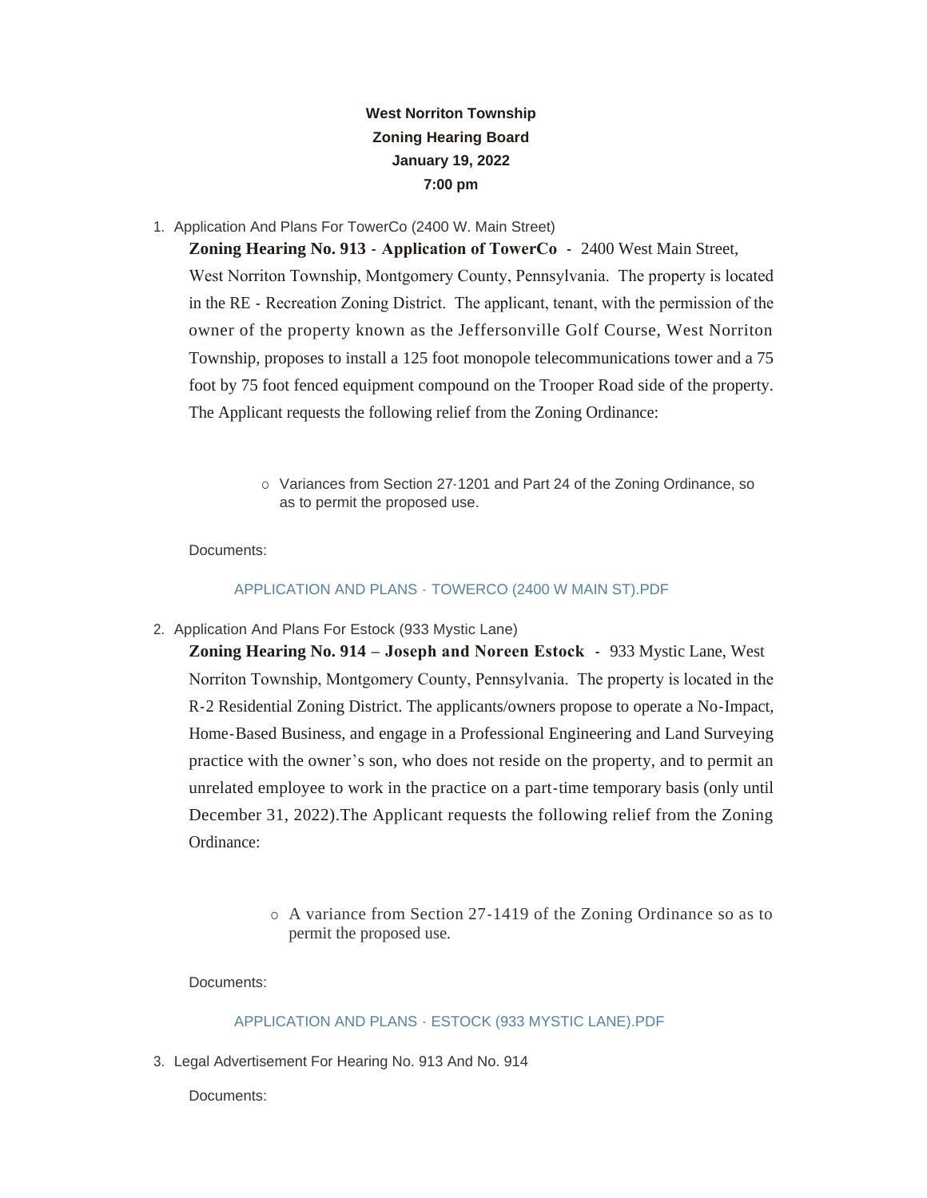**West Norriton Township**
**Zoning Hearing Board**
**January 19, 2022**
**7:00 pm**

1. Application And Plans For TowerCo (2400 W. Main Street)

   **Zoning Hearing No. 913 - Application of TowerCo** - 2400 West Main Street, West Norriton Township, Montgomery County, Pennsylvania. The property is located in the RE - Recreation Zoning District. The applicant, tenant, with the permission of the owner of the property known as the Jeffersonville Golf Course, West Norriton Township, proposes to install a 125 foot monopole telecommunications tower and a 75 foot by 75 foot fenced equipment compound on the Trooper Road side of the property. The Applicant requests the following relief from the Zoning Ordinance:

   - Variances from Section 27-1201 and Part 24 of the Zoning Ordinance, so as to permit the proposed use.

   Documents:

   APPLICATION AND PLANS - TOWERCO (2400 W MAIN ST).PDF

2. Application And Plans For Estock (933 Mystic Lane)

   **Zoning Hearing No. 914 – Joseph and Noreen Estock** - 933 Mystic Lane, West Norriton Township, Montgomery County, Pennsylvania. The property is located in the R-2 Residential Zoning District. The applicants/owners propose to operate a No-Impact, Home-Based Business, and engage in a Professional Engineering and Land Surveying practice with the owner's son, who does not reside on the property, and to permit an unrelated employee to work in the practice on a part-time temporary basis (only until December 31, 2022).The Applicant requests the following relief from the Zoning Ordinance:

   - A variance from Section 27-1419 of the Zoning Ordinance so as to permit the proposed use.

   Documents:

   APPLICATION AND PLANS - ESTOCK (933 MYSTIC LANE).PDF

3. Legal Advertisement For Hearing No. 913 And No. 914

   Documents: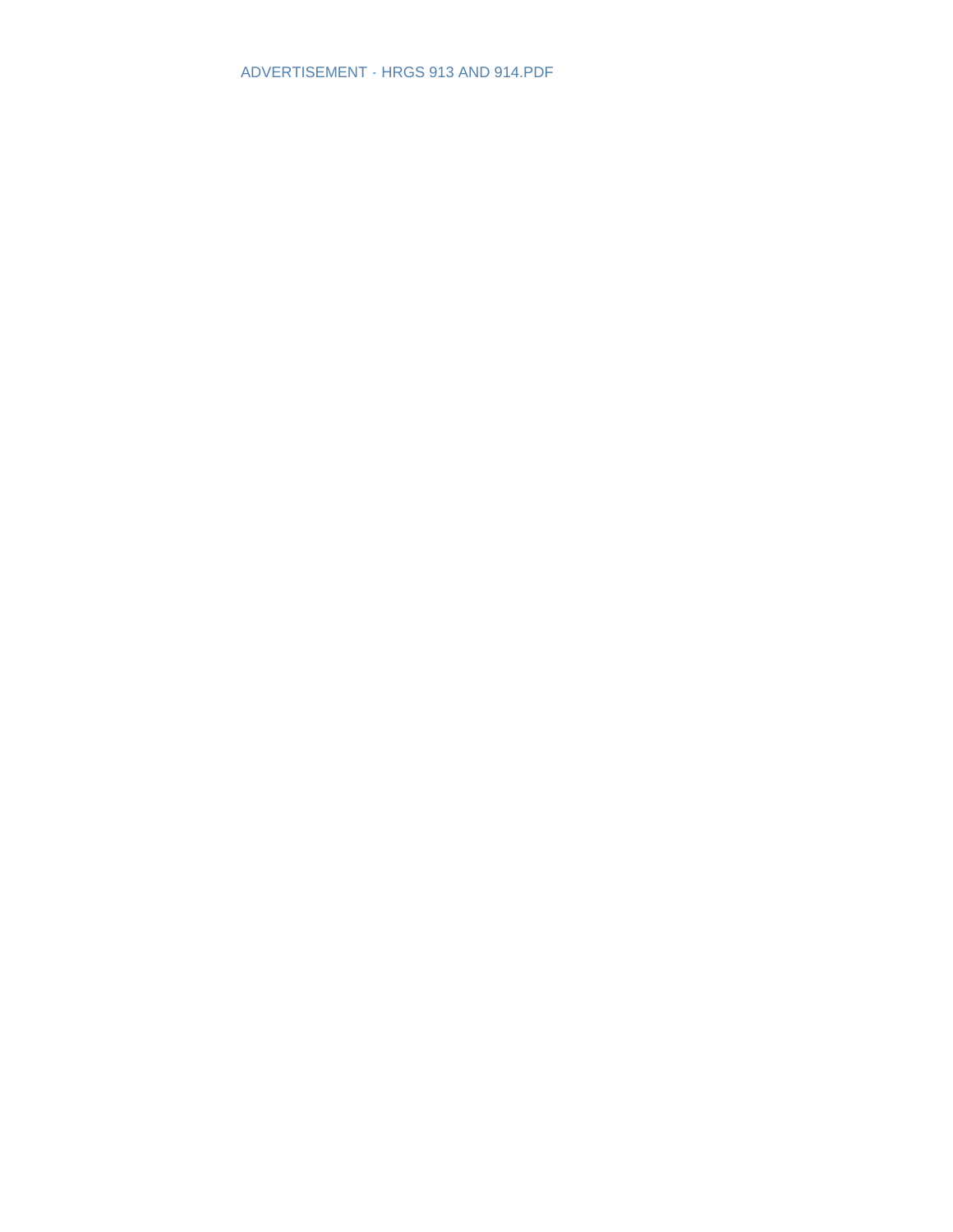ADVERTISEMENT - HRGS 913 AND 914.PDF